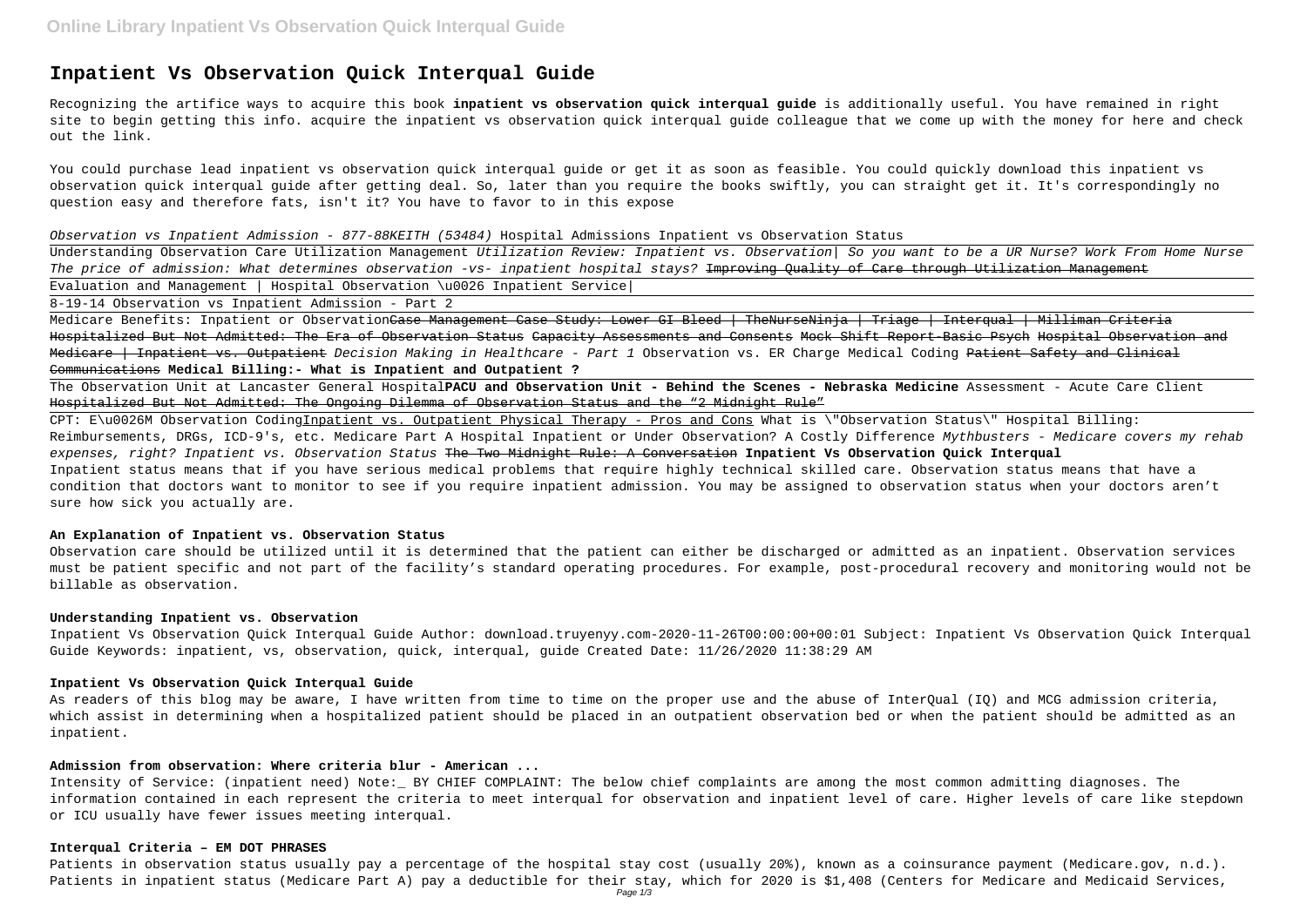# Inpatient Vs Observation Quick Interqual Guide

Recognizing the artifice ways to acquire this book **inpatient vs observation quick interqual guide** is additionally useful. You have remained in right site to begin getting this info. acquire the inpatient vs observation quick interqual guide colleague that we come up with the money for here and check out the link.

You could purchase lead inpatient vs observation quick interqual guide or get it as soon as feasible. You could quickly download this inpatient vs observation quick interqual guide after getting deal. So, later than you require the books swiftly, you can straight get it. It's correspondingly no question easy and therefore fats, isn't it? You have to favor to in this expose

*Observation vs Inpatient Admission - 877-88KEITH (53484)* Hospital Admissions Inpatient vs Observation Status

Understanding Observation Care Utilization Management *Utilization Review: Inpatient vs. Observation| So you want to be a UR Nurse? Work From Home Nurse The price of admission: What determines observation -vs- inpatient hospital stays?* ~~Improving Quality of Care through Utilization Management~~

Evaluation and Management | Hospital Observation \u0026 Inpatient Service|

8-19-14 Observation vs Inpatient Admission - Part 2

Medicare Benefits: Inpatient or Observation~~Case Management Case Study: Lower GI Bleed | TheNurseNinja | Triage | Interqual | Milliman Criteria~~ ~~Hospitalized But Not Admitted: The Era of Observation Status~~ ~~Capacity Assessments and Consents~~ ~~Mock Shift Report-Basic Psych~~ ~~Hospital Observation and Medicare | Inpatient vs. Outpatient~~ *Decision Making in Healthcare - Part 1* Observation vs. ER Charge Medical Coding ~~Patient Safety and Clinical Communications~~ **Medical Billing:- What is Inpatient and Outpatient ?**

The Observation Unit at Lancaster General Hospital**PACU and Observation Unit - Behind the Scenes - Nebraska Medicine** Assessment - Acute Care Client ~~Hospitalized But Not Admitted: The Ongoing Dilemma of Observation Status and the "2 Midnight Rule"~~

CPT: E\u0026M Observation CodingInpatient vs. Outpatient Physical Therapy - Pros and Cons What is \"Observation Status\" Hospital Billing: Reimbursements, DRGs, ICD-9's, etc. Medicare Part A Hospital Inpatient or Under Observation? A Costly Difference *Mythbusters - Medicare covers my rehab expenses, right? Inpatient vs. Observation Status* ~~The Two Midnight Rule: A Conversation~~ **Inpatient Vs Observation Quick Interqual**

Inpatient status means that if you have serious medical problems that require highly technical skilled care. Observation status means that have a condition that doctors want to monitor to see if you require inpatient admission. You may be assigned to observation status when your doctors aren't sure how sick you actually are.

#### An Explanation of Inpatient vs. Observation Status

Observation care should be utilized until it is determined that the patient can either be discharged or admitted as an inpatient. Observation services must be patient specific and not part of the facility's standard operating procedures. For example, post-procedural recovery and monitoring would not be billable as observation.

#### Understanding Inpatient vs. Observation

Inpatient Vs Observation Quick Interqual Guide Author: download.truyenyy.com-2020-11-26T00:00:00+00:01 Subject: Inpatient Vs Observation Quick Interqual Guide Keywords: inpatient, vs, observation, quick, interqual, guide Created Date: 11/26/2020 11:38:29 AM

#### Inpatient Vs Observation Quick Interqual Guide

As readers of this blog may be aware, I have written from time to time on the proper use and the abuse of InterQual (IQ) and MCG admission criteria, which assist in determining when a hospitalized patient should be placed in an outpatient observation bed or when the patient should be admitted as an inpatient.

#### Admission from observation: Where criteria blur - American ...

Intensity of Service: (inpatient need) Note:_ BY CHIEF COMPLAINT: The below chief complaints are among the most common admitting diagnoses. The information contained in each represent the criteria to meet interqual for observation and inpatient level of care. Higher levels of care like stepdown or ICU usually have fewer issues meeting interqual.

#### Interqual Criteria – EM DOT PHRASES

Patients in observation status usually pay a percentage of the hospital stay cost (usually 20%), known as a coinsurance payment (Medicare.gov, n.d.). Patients in inpatient status (Medicare Part A) pay a deductible for their stay, which for 2020 is $1,408 (Centers for Medicare and Medicaid Services,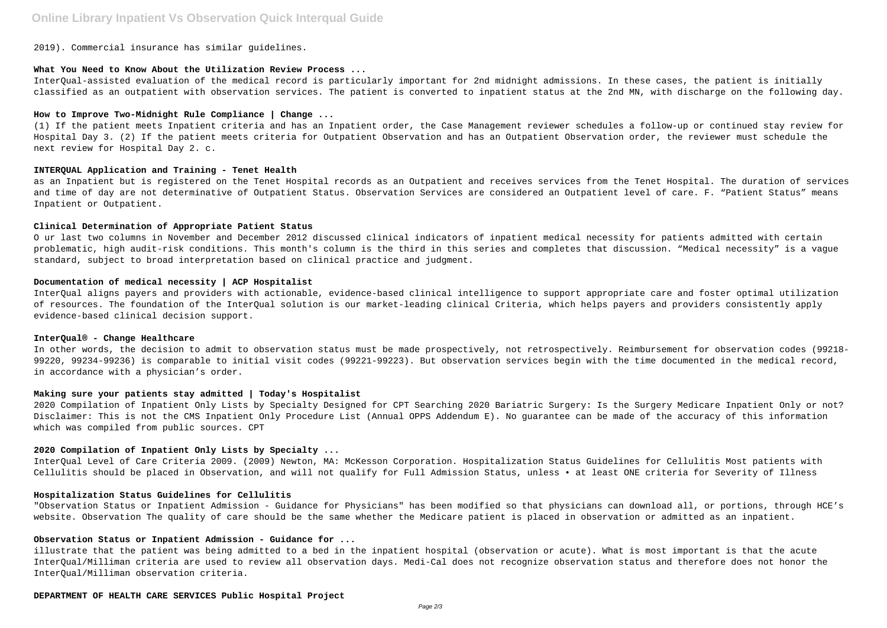2019). Commercial insurance has similar guidelines.

**What You Need to Know About the Utilization Review Process ...**

InterQual-assisted evaluation of the medical record is particularly important for 2nd midnight admissions. In these cases, the patient is initially classified as an outpatient with observation services. The patient is converted to inpatient status at the 2nd MN, with discharge on the following day.

**How to Improve Two-Midnight Rule Compliance | Change ...**

(1) If the patient meets Inpatient criteria and has an Inpatient order, the Case Management reviewer schedules a follow-up or continued stay review for Hospital Day 3. (2) If the patient meets criteria for Outpatient Observation and has an Outpatient Observation order, the reviewer must schedule the next review for Hospital Day 2. c.

**INTERQUAL Application and Training - Tenet Health**

as an Inpatient but is registered on the Tenet Hospital records as an Outpatient and receives services from the Tenet Hospital. The duration of services and time of day are not determinative of Outpatient Status. Observation Services are considered an Outpatient level of care. F. "Patient Status" means Inpatient or Outpatient.

**Clinical Determination of Appropriate Patient Status**

O ur last two columns in November and December 2012 discussed clinical indicators of inpatient medical necessity for patients admitted with certain problematic, high audit-risk conditions. This month's column is the third in this series and completes that discussion. "Medical necessity" is a vague standard, subject to broad interpretation based on clinical practice and judgment.

**Documentation of medical necessity | ACP Hospitalist**

InterQual aligns payers and providers with actionable, evidence-based clinical intelligence to support appropriate care and foster optimal utilization of resources. The foundation of the InterQual solution is our market-leading clinical Criteria, which helps payers and providers consistently apply evidence-based clinical decision support.

**InterQual® - Change Healthcare**

In other words, the decision to admit to observation status must be made prospectively, not retrospectively. Reimbursement for observation codes (99218-99220, 99234-99236) is comparable to initial visit codes (99221-99223). But observation services begin with the time documented in the medical record, in accordance with a physician's order.

**Making sure your patients stay admitted | Today's Hospitalist**

2020 Compilation of Inpatient Only Lists by Specialty Designed for CPT Searching 2020 Bariatric Surgery: Is the Surgery Medicare Inpatient Only or not? Disclaimer: This is not the CMS Inpatient Only Procedure List (Annual OPPS Addendum E). No guarantee can be made of the accuracy of this information which was compiled from public sources. CPT

**2020 Compilation of Inpatient Only Lists by Specialty ...**

InterQual Level of Care Criteria 2009. (2009) Newton, MA: McKesson Corporation. Hospitalization Status Guidelines for Cellulitis Most patients with Cellulitis should be placed in Observation, and will not qualify for Full Admission Status, unless • at least ONE criteria for Severity of Illness

**Hospitalization Status Guidelines for Cellulitis**

"Observation Status or Inpatient Admission - Guidance for Physicians" has been modified so that physicians can download all, or portions, through HCE's website. Observation The quality of care should be the same whether the Medicare patient is placed in observation or admitted as an inpatient.

**Observation Status or Inpatient Admission - Guidance for ...**

illustrate that the patient was being admitted to a bed in the inpatient hospital (observation or acute). What is most important is that the acute InterQual/Milliman criteria are used to review all observation days. Medi-Cal does not recognize observation status and therefore does not honor the InterQual/Milliman observation criteria.

**DEPARTMENT OF HEALTH CARE SERVICES Public Hospital Project**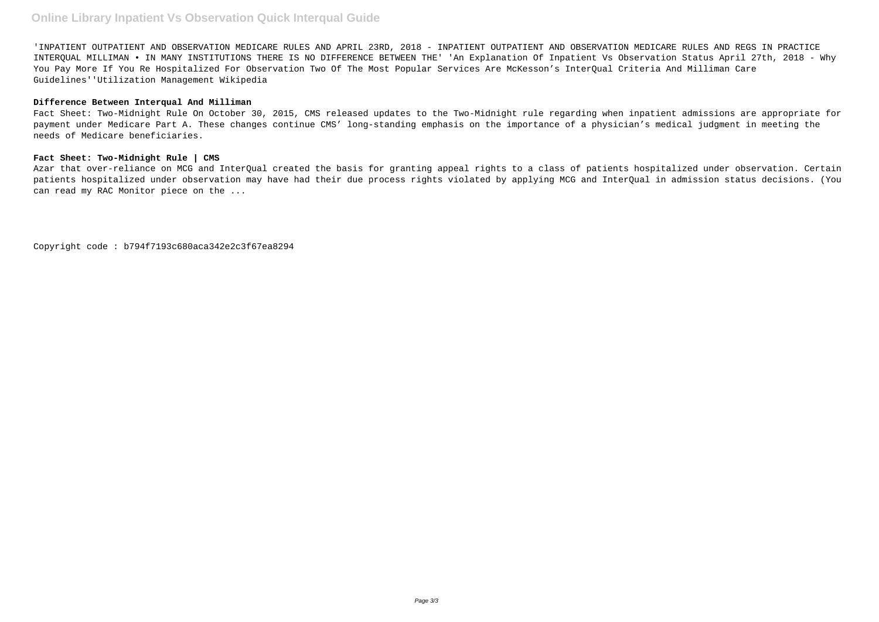'INPATIENT OUTPATIENT AND OBSERVATION MEDICARE RULES AND APRIL 23RD, 2018 - INPATIENT OUTPATIENT AND OBSERVATION MEDICARE RULES AND REGS IN PRACTICE INTERQUAL MILLIMAN • IN MANY INSTITUTIONS THERE IS NO DIFFERENCE BETWEEN THE' 'An Explanation Of Inpatient Vs Observation Status April 27th, 2018 - Why You Pay More If You Re Hospitalized For Observation Two Of The Most Popular Services Are McKesson's InterQual Criteria And Milliman Care Guidelines''Utilization Management Wikipedia

**Difference Between Interqual And Milliman**

Fact Sheet: Two-Midnight Rule On October 30, 2015, CMS released updates to the Two-Midnight rule regarding when inpatient admissions are appropriate for payment under Medicare Part A. These changes continue CMS' long-standing emphasis on the importance of a physician's medical judgment in meeting the needs of Medicare beneficiaries.

**Fact Sheet: Two-Midnight Rule | CMS**

Azar that over-reliance on MCG and InterQual created the basis for granting appeal rights to a class of patients hospitalized under observation. Certain patients hospitalized under observation may have had their due process rights violated by applying MCG and InterQual in admission status decisions. (You can read my RAC Monitor piece on the ...

Copyright code : b794f7193c680aca342e2c3f67ea8294